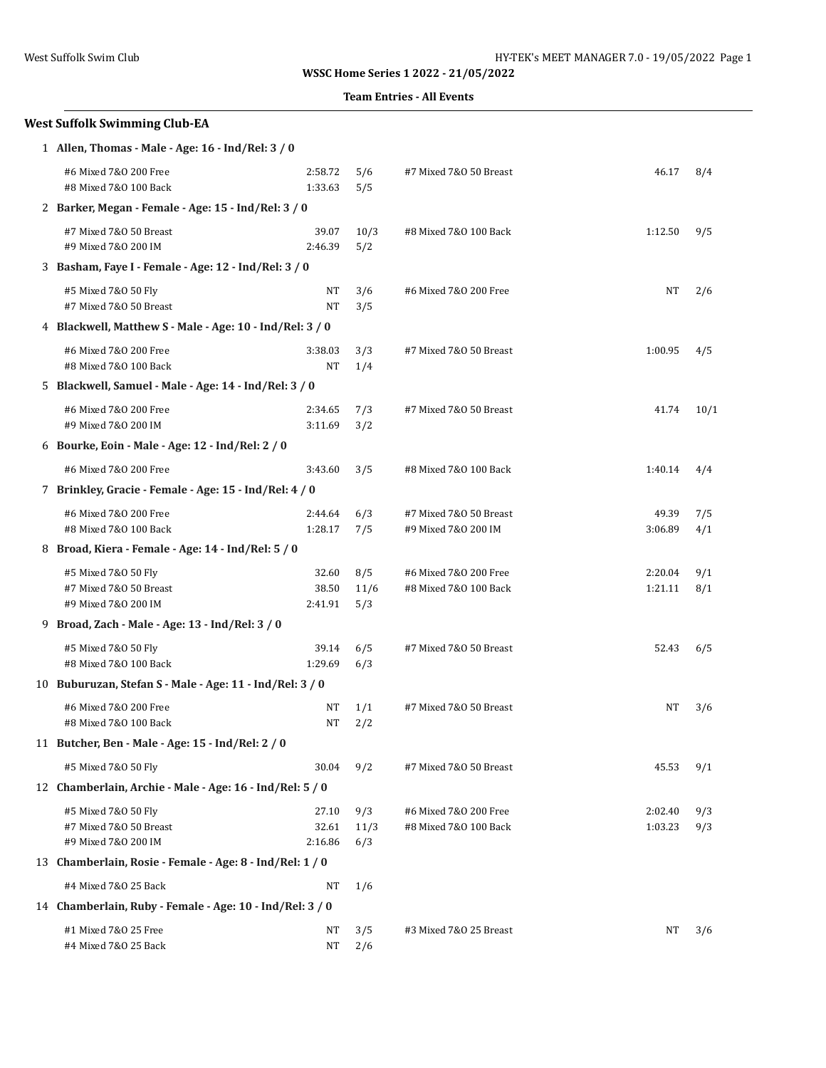**WSSC Home Series 1 2022 - 21/05/2022**

**Team Entries - All Events**

## West Suffolk Swimming Club-EA

**1 Allen, Thomas - Male - Age: 16 - Ind/Rel: 3 / 0**

| Event | Time | Heat/Lane | Event | Time | Heat/Lane |
|---|---|---|---|---|---|
| #6 Mixed 7&O 200 Free | 2:58.72 | 5/6 | #7 Mixed 7&O 50 Breast | 46.17 | 8/4 |
| #8 Mixed 7&O 100 Back | 1:33.63 | 5/5 | | | |

**2 Barker, Megan - Female - Age: 15 - Ind/Rel: 3 / 0**

| Event | Time | Heat/Lane | Event | Time | Heat/Lane |
|---|---|---|---|---|---|
| #7 Mixed 7&O 50 Breast | 39.07 | 10/3 | #8 Mixed 7&O 100 Back | 1:12.50 | 9/5 |
| #9 Mixed 7&O 200 IM | 2:46.39 | 5/2 | | | |

**3 Basham, Faye I - Female - Age: 12 - Ind/Rel: 3 / 0**

| Event | Time | Heat/Lane | Event | Time | Heat/Lane |
|---|---|---|---|---|---|
| #5 Mixed 7&O 50 Fly | NT | 3/6 | #6 Mixed 7&O 200 Free | NT | 2/6 |
| #7 Mixed 7&O 50 Breast | NT | 3/5 | | | |

**4 Blackwell, Matthew S - Male - Age: 10 - Ind/Rel: 3 / 0**

| Event | Time | Heat/Lane | Event | Time | Heat/Lane |
|---|---|---|---|---|---|
| #6 Mixed 7&O 200 Free | 3:38.03 | 3/3 | #7 Mixed 7&O 50 Breast | 1:00.95 | 4/5 |
| #8 Mixed 7&O 100 Back | NT | 1/4 | | | |

**5 Blackwell, Samuel - Male - Age: 14 - Ind/Rel: 3 / 0**

| Event | Time | Heat/Lane | Event | Time | Heat/Lane |
|---|---|---|---|---|---|
| #6 Mixed 7&O 200 Free | 2:34.65 | 7/3 | #7 Mixed 7&O 50 Breast | 41.74 | 10/1 |
| #9 Mixed 7&O 200 IM | 3:11.69 | 3/2 | | | |

**6 Bourke, Eoin - Male - Age: 12 - Ind/Rel: 2 / 0**

| Event | Time | Heat/Lane | Event | Time | Heat/Lane |
|---|---|---|---|---|---|
| #6 Mixed 7&O 200 Free | 3:43.60 | 3/5 | #8 Mixed 7&O 100 Back | 1:40.14 | 4/4 |

**7 Brinkley, Gracie - Female - Age: 15 - Ind/Rel: 4 / 0**

| Event | Time | Heat/Lane | Event | Time | Heat/Lane |
|---|---|---|---|---|---|
| #6 Mixed 7&O 200 Free | 2:44.64 | 6/3 | #7 Mixed 7&O 50 Breast | 49.39 | 7/5 |
| #8 Mixed 7&O 100 Back | 1:28.17 | 7/5 | #9 Mixed 7&O 200 IM | 3:06.89 | 4/1 |

**8 Broad, Kiera - Female - Age: 14 - Ind/Rel: 5 / 0**

| Event | Time | Heat/Lane | Event | Time | Heat/Lane |
|---|---|---|---|---|---|
| #5 Mixed 7&O 50 Fly | 32.60 | 8/5 | #6 Mixed 7&O 200 Free | 2:20.04 | 9/1 |
| #7 Mixed 7&O 50 Breast | 38.50 | 11/6 | #8 Mixed 7&O 100 Back | 1:21.11 | 8/1 |
| #9 Mixed 7&O 200 IM | 2:41.91 | 5/3 | | | |

**9 Broad, Zach - Male - Age: 13 - Ind/Rel: 3 / 0**

| Event | Time | Heat/Lane | Event | Time | Heat/Lane |
|---|---|---|---|---|---|
| #5 Mixed 7&O 50 Fly | 39.14 | 6/5 | #7 Mixed 7&O 50 Breast | 52.43 | 6/5 |
| #8 Mixed 7&O 100 Back | 1:29.69 | 6/3 | | | |

**10 Buburuzan, Stefan S - Male - Age: 11 - Ind/Rel: 3 / 0**

| Event | Time | Heat/Lane | Event | Time | Heat/Lane |
|---|---|---|---|---|---|
| #6 Mixed 7&O 200 Free | NT | 1/1 | #7 Mixed 7&O 50 Breast | NT | 3/6 |
| #8 Mixed 7&O 100 Back | NT | 2/2 | | | |

**11 Butcher, Ben - Male - Age: 15 - Ind/Rel: 2 / 0**

| Event | Time | Heat/Lane | Event | Time | Heat/Lane |
|---|---|---|---|---|---|
| #5 Mixed 7&O 50 Fly | 30.04 | 9/2 | #7 Mixed 7&O 50 Breast | 45.53 | 9/1 |

**12 Chamberlain, Archie - Male - Age: 16 - Ind/Rel: 5 / 0**

| Event | Time | Heat/Lane | Event | Time | Heat/Lane |
|---|---|---|---|---|---|
| #5 Mixed 7&O 50 Fly | 27.10 | 9/3 | #6 Mixed 7&O 200 Free | 2:02.40 | 9/3 |
| #7 Mixed 7&O 50 Breast | 32.61 | 11/3 | #8 Mixed 7&O 100 Back | 1:03.23 | 9/3 |
| #9 Mixed 7&O 200 IM | 2:16.86 | 6/3 | | | |

**13 Chamberlain, Rosie - Female - Age: 8 - Ind/Rel: 1 / 0**

| Event | Time | Heat/Lane |
|---|---|---|
| #4 Mixed 7&O 25 Back | NT | 1/6 |

**14 Chamberlain, Ruby - Female - Age: 10 - Ind/Rel: 3 / 0**

| Event | Time | Heat/Lane | Event | Time | Heat/Lane |
|---|---|---|---|---|---|
| #1 Mixed 7&O 25 Free | NT | 3/5 | #3 Mixed 7&O 25 Breast | NT | 3/6 |
| #4 Mixed 7&O 25 Back | NT | 2/6 | | | |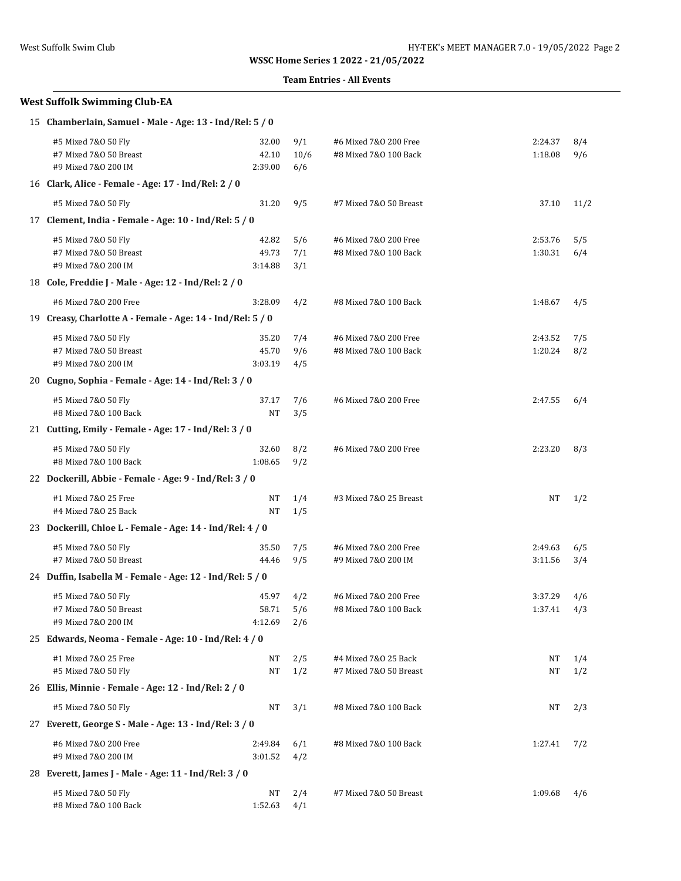**WSSC Home Series 1 2022 - 21/05/2022**

**Team Entries - All Events**

## West Suffolk Swimming Club-EA

### 15 Chamberlain, Samuel - Male - Age: 13 - Ind/Rel: 5 / 0

| Event | Time | Heat/Lane | Event | Time | Heat/Lane |
|---|---|---|---|---|---|
| #5 Mixed 7&O 50 Fly | 32.00 | 9/1 | #6 Mixed 7&O 200 Free | 2:24.37 | 8/4 |
| #7 Mixed 7&O 50 Breast | 42.10 | 10/6 | #8 Mixed 7&O 100 Back | 1:18.08 | 9/6 |
| #9 Mixed 7&O 200 IM | 2:39.00 | 6/6 | | | |

### 16 Clark, Alice - Female - Age: 17 - Ind/Rel: 2 / 0

| Event | Time | Heat/Lane | Event | Time | Heat/Lane |
|---|---|---|---|---|---|
| #5 Mixed 7&O 50 Fly | 31.20 | 9/5 | #7 Mixed 7&O 50 Breast | 37.10 | 11/2 |

### 17 Clement, India - Female - Age: 10 - Ind/Rel: 5 / 0

| Event | Time | Heat/Lane | Event | Time | Heat/Lane |
|---|---|---|---|---|---|
| #5 Mixed 7&O 50 Fly | 42.82 | 5/6 | #6 Mixed 7&O 200 Free | 2:53.76 | 5/5 |
| #7 Mixed 7&O 50 Breast | 49.73 | 7/1 | #8 Mixed 7&O 100 Back | 1:30.31 | 6/4 |
| #9 Mixed 7&O 200 IM | 3:14.88 | 3/1 | | | |

### 18 Cole, Freddie J - Male - Age: 12 - Ind/Rel: 2 / 0

| Event | Time | Heat/Lane | Event | Time | Heat/Lane |
|---|---|---|---|---|---|
| #6 Mixed 7&O 200 Free | 3:28.09 | 4/2 | #8 Mixed 7&O 100 Back | 1:48.67 | 4/5 |

### 19 Creasy, Charlotte A - Female - Age: 14 - Ind/Rel: 5 / 0

| Event | Time | Heat/Lane | Event | Time | Heat/Lane |
|---|---|---|---|---|---|
| #5 Mixed 7&O 50 Fly | 35.20 | 7/4 | #6 Mixed 7&O 200 Free | 2:43.52 | 7/5 |
| #7 Mixed 7&O 50 Breast | 45.70 | 9/6 | #8 Mixed 7&O 100 Back | 1:20.24 | 8/2 |
| #9 Mixed 7&O 200 IM | 3:03.19 | 4/5 | | | |

### 20 Cugno, Sophia - Female - Age: 14 - Ind/Rel: 3 / 0

| Event | Time | Heat/Lane | Event | Time | Heat/Lane |
|---|---|---|---|---|---|
| #5 Mixed 7&O 50 Fly | 37.17 | 7/6 | #6 Mixed 7&O 200 Free | 2:47.55 | 6/4 |
| #8 Mixed 7&O 100 Back | NT | 3/5 | | | |

### 21 Cutting, Emily - Female - Age: 17 - Ind/Rel: 3 / 0

| Event | Time | Heat/Lane | Event | Time | Heat/Lane |
|---|---|---|---|---|---|
| #5 Mixed 7&O 50 Fly | 32.60 | 8/2 | #6 Mixed 7&O 200 Free | 2:23.20 | 8/3 |
| #8 Mixed 7&O 100 Back | 1:08.65 | 9/2 | | | |

### 22 Dockerill, Abbie - Female - Age: 9 - Ind/Rel: 3 / 0

| Event | Time | Heat/Lane | Event | Time | Heat/Lane |
|---|---|---|---|---|---|
| #1 Mixed 7&O 25 Free | NT | 1/4 | #3 Mixed 7&O 25 Breast | NT | 1/2 |
| #4 Mixed 7&O 25 Back | NT | 1/5 | | | |

### 23 Dockerill, Chloe L - Female - Age: 14 - Ind/Rel: 4 / 0

| Event | Time | Heat/Lane | Event | Time | Heat/Lane |
|---|---|---|---|---|---|
| #5 Mixed 7&O 50 Fly | 35.50 | 7/5 | #6 Mixed 7&O 200 Free | 2:49.63 | 6/5 |
| #7 Mixed 7&O 50 Breast | 44.46 | 9/5 | #9 Mixed 7&O 200 IM | 3:11.56 | 3/4 |

### 24 Duffin, Isabella M - Female - Age: 12 - Ind/Rel: 5 / 0

| Event | Time | Heat/Lane | Event | Time | Heat/Lane |
|---|---|---|---|---|---|
| #5 Mixed 7&O 50 Fly | 45.97 | 4/2 | #6 Mixed 7&O 200 Free | 3:37.29 | 4/6 |
| #7 Mixed 7&O 50 Breast | 58.71 | 5/6 | #8 Mixed 7&O 100 Back | 1:37.41 | 4/3 |
| #9 Mixed 7&O 200 IM | 4:12.69 | 2/6 | | | |

### 25 Edwards, Neoma - Female - Age: 10 - Ind/Rel: 4 / 0

| Event | Time | Heat/Lane | Event | Time | Heat/Lane |
|---|---|---|---|---|---|
| #1 Mixed 7&O 25 Free | NT | 2/5 | #4 Mixed 7&O 25 Back | NT | 1/4 |
| #5 Mixed 7&O 50 Fly | NT | 1/2 | #7 Mixed 7&O 50 Breast | NT | 1/2 |

### 26 Ellis, Minnie - Female - Age: 12 - Ind/Rel: 2 / 0

| Event | Time | Heat/Lane | Event | Time | Heat/Lane |
|---|---|---|---|---|---|
| #5 Mixed 7&O 50 Fly | NT | 3/1 | #8 Mixed 7&O 100 Back | NT | 2/3 |

### 27 Everett, George S - Male - Age: 13 - Ind/Rel: 3 / 0

| Event | Time | Heat/Lane | Event | Time | Heat/Lane |
|---|---|---|---|---|---|
| #6 Mixed 7&O 200 Free | 2:49.84 | 6/1 | #8 Mixed 7&O 100 Back | 1:27.41 | 7/2 |
| #9 Mixed 7&O 200 IM | 3:01.52 | 4/2 | | | |

### 28 Everett, James J - Male - Age: 11 - Ind/Rel: 3 / 0

| Event | Time | Heat/Lane | Event | Time | Heat/Lane |
|---|---|---|---|---|---|
| #5 Mixed 7&O 50 Fly | NT | 2/4 | #7 Mixed 7&O 50 Breast | 1:09.68 | 4/6 |
| #8 Mixed 7&O 100 Back | 1:52.63 | 4/1 | | | |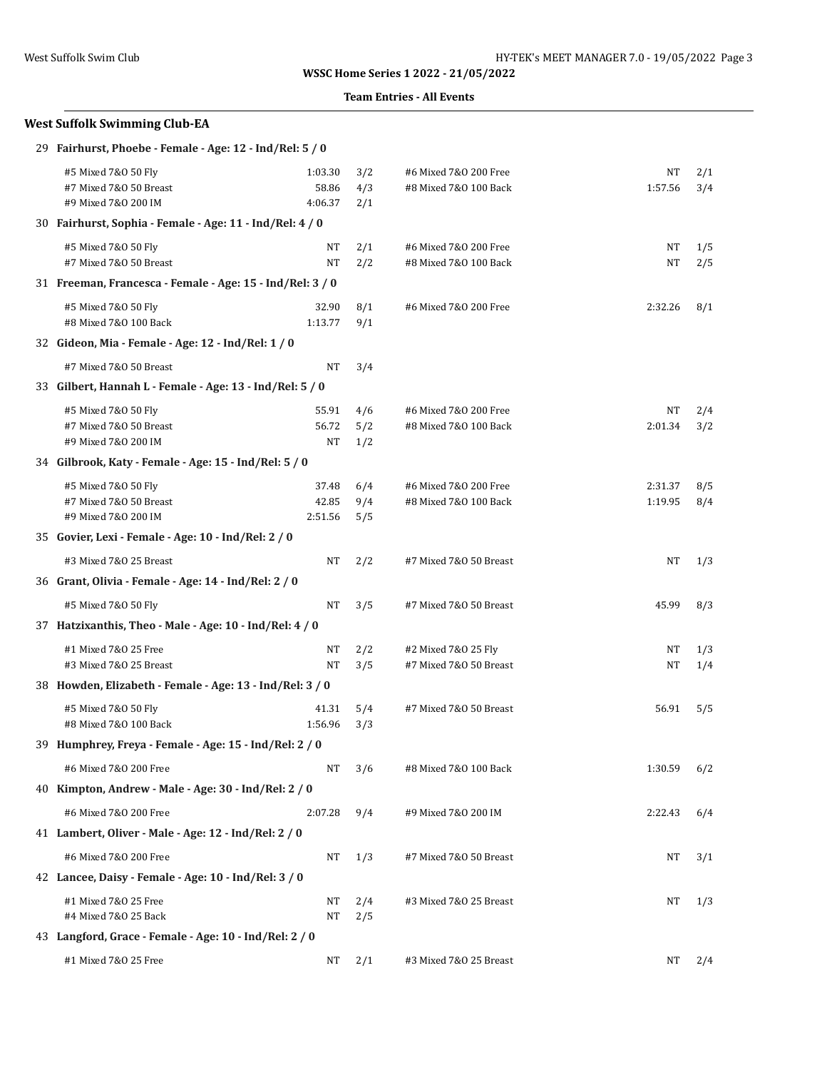**WSSC Home Series 1 2022 - 21/05/2022**

**Team Entries - All Events**

## West Suffolk Swimming Club-EA

### 29 Fairhurst, Phoebe - Female - Age: 12 - Ind/Rel: 5 / 0

| Event | Time | Heat/Lane | Event | Time | Heat/Lane |
|---|---|---|---|---|---|
| #5 Mixed 7&O 50 Fly | 1:03.30 | 3/2 | #6 Mixed 7&O 200 Free | NT | 2/1 |
| #7 Mixed 7&O 50 Breast | 58.86 | 4/3 | #8 Mixed 7&O 100 Back | 1:57.56 | 3/4 |
| #9 Mixed 7&O 200 IM | 4:06.37 | 2/1 | | | |

### 30 Fairhurst, Sophia - Female - Age: 11 - Ind/Rel: 4 / 0

| Event | Time | Heat/Lane | Event | Time | Heat/Lane |
|---|---|---|---|---|---|
| #5 Mixed 7&O 50 Fly | NT | 2/1 | #6 Mixed 7&O 200 Free | NT | 1/5 |
| #7 Mixed 7&O 50 Breast | NT | 2/2 | #8 Mixed 7&O 100 Back | NT | 2/5 |

### 31 Freeman, Francesca - Female - Age: 15 - Ind/Rel: 3 / 0

| Event | Time | Heat/Lane | Event | Time | Heat/Lane |
|---|---|---|---|---|---|
| #5 Mixed 7&O 50 Fly | 32.90 | 8/1 | #6 Mixed 7&O 200 Free | 2:32.26 | 8/1 |
| #8 Mixed 7&O 100 Back | 1:13.77 | 9/1 | | | |

### 32 Gideon, Mia - Female - Age: 12 - Ind/Rel: 1 / 0

| Event | Time | Heat/Lane |
|---|---|---|
| #7 Mixed 7&O 50 Breast | NT | 3/4 |

### 33 Gilbert, Hannah L - Female - Age: 13 - Ind/Rel: 5 / 0

| Event | Time | Heat/Lane | Event | Time | Heat/Lane |
|---|---|---|---|---|---|
| #5 Mixed 7&O 50 Fly | 55.91 | 4/6 | #6 Mixed 7&O 200 Free | NT | 2/4 |
| #7 Mixed 7&O 50 Breast | 56.72 | 5/2 | #8 Mixed 7&O 100 Back | 2:01.34 | 3/2 |
| #9 Mixed 7&O 200 IM | NT | 1/2 | | | |

### 34 Gilbrook, Katy - Female - Age: 15 - Ind/Rel: 5 / 0

| Event | Time | Heat/Lane | Event | Time | Heat/Lane |
|---|---|---|---|---|---|
| #5 Mixed 7&O 50 Fly | 37.48 | 6/4 | #6 Mixed 7&O 200 Free | 2:31.37 | 8/5 |
| #7 Mixed 7&O 50 Breast | 42.85 | 9/4 | #8 Mixed 7&O 100 Back | 1:19.95 | 8/4 |
| #9 Mixed 7&O 200 IM | 2:51.56 | 5/5 | | | |

### 35 Govier, Lexi - Female - Age: 10 - Ind/Rel: 2 / 0

| Event | Time | Heat/Lane | Event | Time | Heat/Lane |
|---|---|---|---|---|---|
| #3 Mixed 7&O 25 Breast | NT | 2/2 | #7 Mixed 7&O 50 Breast | NT | 1/3 |

### 36 Grant, Olivia - Female - Age: 14 - Ind/Rel: 2 / 0

| Event | Time | Heat/Lane | Event | Time | Heat/Lane |
|---|---|---|---|---|---|
| #5 Mixed 7&O 50 Fly | NT | 3/5 | #7 Mixed 7&O 50 Breast | 45.99 | 8/3 |

### 37 Hatzixanthis, Theo - Male - Age: 10 - Ind/Rel: 4 / 0

| Event | Time | Heat/Lane | Event | Time | Heat/Lane |
|---|---|---|---|---|---|
| #1 Mixed 7&O 25 Free | NT | 2/2 | #2 Mixed 7&O 25 Fly | NT | 1/3 |
| #3 Mixed 7&O 25 Breast | NT | 3/5 | #7 Mixed 7&O 50 Breast | NT | 1/4 |

### 38 Howden, Elizabeth - Female - Age: 13 - Ind/Rel: 3 / 0

| Event | Time | Heat/Lane | Event | Time | Heat/Lane |
|---|---|---|---|---|---|
| #5 Mixed 7&O 50 Fly | 41.31 | 5/4 | #7 Mixed 7&O 50 Breast | 56.91 | 5/5 |
| #8 Mixed 7&O 100 Back | 1:56.96 | 3/3 | | | |

### 39 Humphrey, Freya - Female - Age: 15 - Ind/Rel: 2 / 0

| Event | Time | Heat/Lane | Event | Time | Heat/Lane |
|---|---|---|---|---|---|
| #6 Mixed 7&O 200 Free | NT | 3/6 | #8 Mixed 7&O 100 Back | 1:30.59 | 6/2 |

### 40 Kimpton, Andrew - Male - Age: 30 - Ind/Rel: 2 / 0

| Event | Time | Heat/Lane | Event | Time | Heat/Lane |
|---|---|---|---|---|---|
| #6 Mixed 7&O 200 Free | 2:07.28 | 9/4 | #9 Mixed 7&O 200 IM | 2:22.43 | 6/4 |

### 41 Lambert, Oliver - Male - Age: 12 - Ind/Rel: 2 / 0

| Event | Time | Heat/Lane | Event | Time | Heat/Lane |
|---|---|---|---|---|---|
| #6 Mixed 7&O 200 Free | NT | 1/3 | #7 Mixed 7&O 50 Breast | NT | 3/1 |

### 42 Lancee, Daisy - Female - Age: 10 - Ind/Rel: 3 / 0

| Event | Time | Heat/Lane | Event | Time | Heat/Lane |
|---|---|---|---|---|---|
| #1 Mixed 7&O 25 Free | NT | 2/4 | #3 Mixed 7&O 25 Breast | NT | 1/3 |
| #4 Mixed 7&O 25 Back | NT | 2/5 | | | |

### 43 Langford, Grace - Female - Age: 10 - Ind/Rel: 2 / 0

| Event | Time | Heat/Lane | Event | Time | Heat/Lane |
|---|---|---|---|---|---|
| #1 Mixed 7&O 25 Free | NT | 2/1 | #3 Mixed 7&O 25 Breast | NT | 2/4 |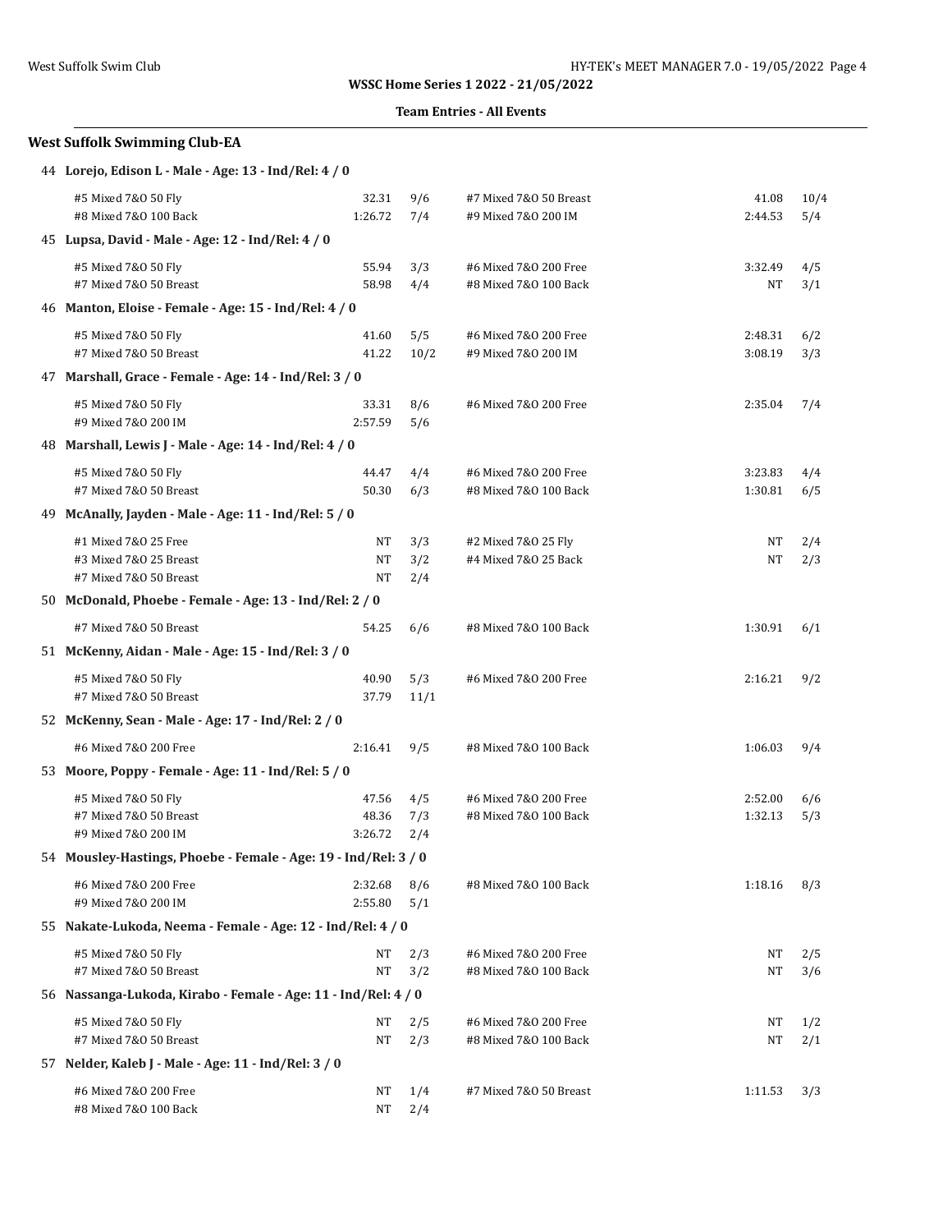**WSSC Home Series 1 2022 - 21/05/2022**

**Team Entries - All Events**

## West Suffolk Swimming Club-EA

### 44 Lorejo, Edison L - Male - Age: 13 - Ind/Rel: 4 / 0

| Event | Time | Heat/Lane | Event | Time | Heat/Lane |
|---|---|---|---|---|---|
| #5 Mixed 7&O 50 Fly | 32.31 | 9/6 | #7 Mixed 7&O 50 Breast | 41.08 | 10/4 |
| #8 Mixed 7&O 100 Back | 1:26.72 | 7/4 | #9 Mixed 7&O 200 IM | 2:44.53 | 5/4 |

### 45 Lupsa, David - Male - Age: 12 - Ind/Rel: 4 / 0

| Event | Time | Heat/Lane | Event | Time | Heat/Lane |
|---|---|---|---|---|---|
| #5 Mixed 7&O 50 Fly | 55.94 | 3/3 | #6 Mixed 7&O 200 Free | 3:32.49 | 4/5 |
| #7 Mixed 7&O 50 Breast | 58.98 | 4/4 | #8 Mixed 7&O 100 Back | NT | 3/1 |

### 46 Manton, Eloise - Female - Age: 15 - Ind/Rel: 4 / 0

| Event | Time | Heat/Lane | Event | Time | Heat/Lane |
|---|---|---|---|---|---|
| #5 Mixed 7&O 50 Fly | 41.60 | 5/5 | #6 Mixed 7&O 200 Free | 2:48.31 | 6/2 |
| #7 Mixed 7&O 50 Breast | 41.22 | 10/2 | #9 Mixed 7&O 200 IM | 3:08.19 | 3/3 |

### 47 Marshall, Grace - Female - Age: 14 - Ind/Rel: 3 / 0

| Event | Time | Heat/Lane | Event | Time | Heat/Lane |
|---|---|---|---|---|---|
| #5 Mixed 7&O 50 Fly | 33.31 | 8/6 | #6 Mixed 7&O 200 Free | 2:35.04 | 7/4 |
| #9 Mixed 7&O 200 IM | 2:57.59 | 5/6 | | | |

### 48 Marshall, Lewis J - Male - Age: 14 - Ind/Rel: 4 / 0

| Event | Time | Heat/Lane | Event | Time | Heat/Lane |
|---|---|---|---|---|---|
| #5 Mixed 7&O 50 Fly | 44.47 | 4/4 | #6 Mixed 7&O 200 Free | 3:23.83 | 4/4 |
| #7 Mixed 7&O 50 Breast | 50.30 | 6/3 | #8 Mixed 7&O 100 Back | 1:30.81 | 6/5 |

### 49 McAnally, Jayden - Male - Age: 11 - Ind/Rel: 5 / 0

| Event | Time | Heat/Lane | Event | Time | Heat/Lane |
|---|---|---|---|---|---|
| #1 Mixed 7&O 25 Free | NT | 3/3 | #2 Mixed 7&O 25 Fly | NT | 2/4 |
| #3 Mixed 7&O 25 Breast | NT | 3/2 | #4 Mixed 7&O 25 Back | NT | 2/3 |
| #7 Mixed 7&O 50 Breast | NT | 2/4 | | | |

### 50 McDonald, Phoebe - Female - Age: 13 - Ind/Rel: 2 / 0

| Event | Time | Heat/Lane | Event | Time | Heat/Lane |
|---|---|---|---|---|---|
| #7 Mixed 7&O 50 Breast | 54.25 | 6/6 | #8 Mixed 7&O 100 Back | 1:30.91 | 6/1 |

### 51 McKenny, Aidan - Male - Age: 15 - Ind/Rel: 3 / 0

| Event | Time | Heat/Lane | Event | Time | Heat/Lane |
|---|---|---|---|---|---|
| #5 Mixed 7&O 50 Fly | 40.90 | 5/3 | #6 Mixed 7&O 200 Free | 2:16.21 | 9/2 |
| #7 Mixed 7&O 50 Breast | 37.79 | 11/1 | | | |

### 52 McKenny, Sean - Male - Age: 17 - Ind/Rel: 2 / 0

| Event | Time | Heat/Lane | Event | Time | Heat/Lane |
|---|---|---|---|---|---|
| #6 Mixed 7&O 200 Free | 2:16.41 | 9/5 | #8 Mixed 7&O 100 Back | 1:06.03 | 9/4 |

### 53 Moore, Poppy - Female - Age: 11 - Ind/Rel: 5 / 0

| Event | Time | Heat/Lane | Event | Time | Heat/Lane |
|---|---|---|---|---|---|
| #5 Mixed 7&O 50 Fly | 47.56 | 4/5 | #6 Mixed 7&O 200 Free | 2:52.00 | 6/6 |
| #7 Mixed 7&O 50 Breast | 48.36 | 7/3 | #8 Mixed 7&O 100 Back | 1:32.13 | 5/3 |
| #9 Mixed 7&O 200 IM | 3:26.72 | 2/4 | | | |

### 54 Mousley-Hastings, Phoebe - Female - Age: 19 - Ind/Rel: 3 / 0

| Event | Time | Heat/Lane | Event | Time | Heat/Lane |
|---|---|---|---|---|---|
| #6 Mixed 7&O 200 Free | 2:32.68 | 8/6 | #8 Mixed 7&O 100 Back | 1:18.16 | 8/3 |
| #9 Mixed 7&O 200 IM | 2:55.80 | 5/1 | | | |

### 55 Nakate-Lukoda, Neema - Female - Age: 12 - Ind/Rel: 4 / 0

| Event | Time | Heat/Lane | Event | Time | Heat/Lane |
|---|---|---|---|---|---|
| #5 Mixed 7&O 50 Fly | NT | 2/3 | #6 Mixed 7&O 200 Free | NT | 2/5 |
| #7 Mixed 7&O 50 Breast | NT | 3/2 | #8 Mixed 7&O 100 Back | NT | 3/6 |

### 56 Nassanga-Lukoda, Kirabo - Female - Age: 11 - Ind/Rel: 4 / 0

| Event | Time | Heat/Lane | Event | Time | Heat/Lane |
|---|---|---|---|---|---|
| #5 Mixed 7&O 50 Fly | NT | 2/5 | #6 Mixed 7&O 200 Free | NT | 1/2 |
| #7 Mixed 7&O 50 Breast | NT | 2/3 | #8 Mixed 7&O 100 Back | NT | 2/1 |

### 57 Nelder, Kaleb J - Male - Age: 11 - Ind/Rel: 3 / 0

| Event | Time | Heat/Lane | Event | Time | Heat/Lane |
|---|---|---|---|---|---|
| #6 Mixed 7&O 200 Free | NT | 1/4 | #7 Mixed 7&O 50 Breast | 1:11.53 | 3/3 |
| #8 Mixed 7&O 100 Back | NT | 2/4 | | | |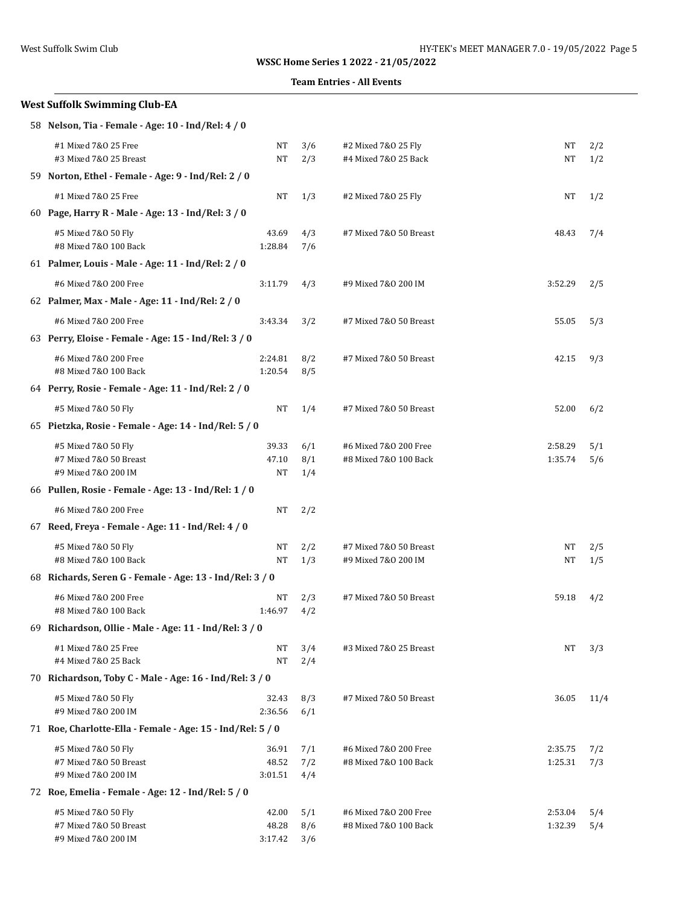**WSSC Home Series 1 2022 - 21/05/2022**

**Team Entries - All Events**

## West Suffolk Swimming Club-EA

**58 Nelson, Tia - Female - Age: 10 - Ind/Rel: 4 / 0**

| Event | Seed | Heat/Lane | Event | Seed | Heat/Lane |
|---|---|---|---|---|---|
| #1 Mixed 7&O 25 Free | NT | 3/6 | #2 Mixed 7&O 25 Fly | NT | 2/2 |
| #3 Mixed 7&O 25 Breast | NT | 2/3 | #4 Mixed 7&O 25 Back | NT | 1/2 |

**59 Norton, Ethel - Female - Age: 9 - Ind/Rel: 2 / 0**

| Event | Seed | Heat/Lane | Event | Seed | Heat/Lane |
|---|---|---|---|---|---|
| #1 Mixed 7&O 25 Free | NT | 1/3 | #2 Mixed 7&O 25 Fly | NT | 1/2 |

**60 Page, Harry R - Male - Age: 13 - Ind/Rel: 3 / 0**

| Event | Seed | Heat/Lane | Event | Seed | Heat/Lane |
|---|---|---|---|---|---|
| #5 Mixed 7&O 50 Fly | 43.69 | 4/3 | #7 Mixed 7&O 50 Breast | 48.43 | 7/4 |
| #8 Mixed 7&O 100 Back | 1:28.84 | 7/6 | | | |

**61 Palmer, Louis - Male - Age: 11 - Ind/Rel: 2 / 0**

| Event | Seed | Heat/Lane | Event | Seed | Heat/Lane |
|---|---|---|---|---|---|
| #6 Mixed 7&O 200 Free | 3:11.79 | 4/3 | #9 Mixed 7&O 200 IM | 3:52.29 | 2/5 |

**62 Palmer, Max - Male - Age: 11 - Ind/Rel: 2 / 0**

| Event | Seed | Heat/Lane | Event | Seed | Heat/Lane |
|---|---|---|---|---|---|
| #6 Mixed 7&O 200 Free | 3:43.34 | 3/2 | #7 Mixed 7&O 50 Breast | 55.05 | 5/3 |

**63 Perry, Eloise - Female - Age: 15 - Ind/Rel: 3 / 0**

| Event | Seed | Heat/Lane | Event | Seed | Heat/Lane |
|---|---|---|---|---|---|
| #6 Mixed 7&O 200 Free | 2:24.81 | 8/2 | #7 Mixed 7&O 50 Breast | 42.15 | 9/3 |
| #8 Mixed 7&O 100 Back | 1:20.54 | 8/5 | | | |

**64 Perry, Rosie - Female - Age: 11 - Ind/Rel: 2 / 0**

| Event | Seed | Heat/Lane | Event | Seed | Heat/Lane |
|---|---|---|---|---|---|
| #5 Mixed 7&O 50 Fly | NT | 1/4 | #7 Mixed 7&O 50 Breast | 52.00 | 6/2 |

**65 Pietzka, Rosie - Female - Age: 14 - Ind/Rel: 5 / 0**

| Event | Seed | Heat/Lane | Event | Seed | Heat/Lane |
|---|---|---|---|---|---|
| #5 Mixed 7&O 50 Fly | 39.33 | 6/1 | #6 Mixed 7&O 200 Free | 2:58.29 | 5/1 |
| #7 Mixed 7&O 50 Breast | 47.10 | 8/1 | #8 Mixed 7&O 100 Back | 1:35.74 | 5/6 |
| #9 Mixed 7&O 200 IM | NT | 1/4 | | | |

**66 Pullen, Rosie - Female - Age: 13 - Ind/Rel: 1 / 0**

| Event | Seed | Heat/Lane | Event | Seed | Heat/Lane |
|---|---|---|---|---|---|
| #6 Mixed 7&O 200 Free | NT | 2/2 | | | |

**67 Reed, Freya - Female - Age: 11 - Ind/Rel: 4 / 0**

| Event | Seed | Heat/Lane | Event | Seed | Heat/Lane |
|---|---|---|---|---|---|
| #5 Mixed 7&O 50 Fly | NT | 2/2 | #7 Mixed 7&O 50 Breast | NT | 2/5 |
| #8 Mixed 7&O 100 Back | NT | 1/3 | #9 Mixed 7&O 200 IM | NT | 1/5 |

**68 Richards, Seren G - Female - Age: 13 - Ind/Rel: 3 / 0**

| Event | Seed | Heat/Lane | Event | Seed | Heat/Lane |
|---|---|---|---|---|---|
| #6 Mixed 7&O 200 Free | NT | 2/3 | #7 Mixed 7&O 50 Breast | 59.18 | 4/2 |
| #8 Mixed 7&O 100 Back | 1:46.97 | 4/2 | | | |

**69 Richardson, Ollie - Male - Age: 11 - Ind/Rel: 3 / 0**

| Event | Seed | Heat/Lane | Event | Seed | Heat/Lane |
|---|---|---|---|---|---|
| #1 Mixed 7&O 25 Free | NT | 3/4 | #3 Mixed 7&O 25 Breast | NT | 3/3 |
| #4 Mixed 7&O 25 Back | NT | 2/4 | | | |

**70 Richardson, Toby C - Male - Age: 16 - Ind/Rel: 3 / 0**

| Event | Seed | Heat/Lane | Event | Seed | Heat/Lane |
|---|---|---|---|---|---|
| #5 Mixed 7&O 50 Fly | 32.43 | 8/3 | #7 Mixed 7&O 50 Breast | 36.05 | 11/4 |
| #9 Mixed 7&O 200 IM | 2:36.56 | 6/1 | | | |

**71 Roe, Charlotte-Ella - Female - Age: 15 - Ind/Rel: 5 / 0**

| Event | Seed | Heat/Lane | Event | Seed | Heat/Lane |
|---|---|---|---|---|---|
| #5 Mixed 7&O 50 Fly | 36.91 | 7/1 | #6 Mixed 7&O 200 Free | 2:35.75 | 7/2 |
| #7 Mixed 7&O 50 Breast | 48.52 | 7/2 | #8 Mixed 7&O 100 Back | 1:25.31 | 7/3 |
| #9 Mixed 7&O 200 IM | 3:01.51 | 4/4 | | | |

**72 Roe, Emelia - Female - Age: 12 - Ind/Rel: 5 / 0**

| Event | Seed | Heat/Lane | Event | Seed | Heat/Lane |
|---|---|---|---|---|---|
| #5 Mixed 7&O 50 Fly | 42.00 | 5/1 | #6 Mixed 7&O 200 Free | 2:53.04 | 5/4 |
| #7 Mixed 7&O 50 Breast | 48.28 | 8/6 | #8 Mixed 7&O 100 Back | 1:32.39 | 5/4 |
| #9 Mixed 7&O 200 IM | 3:17.42 | 3/6 | | | |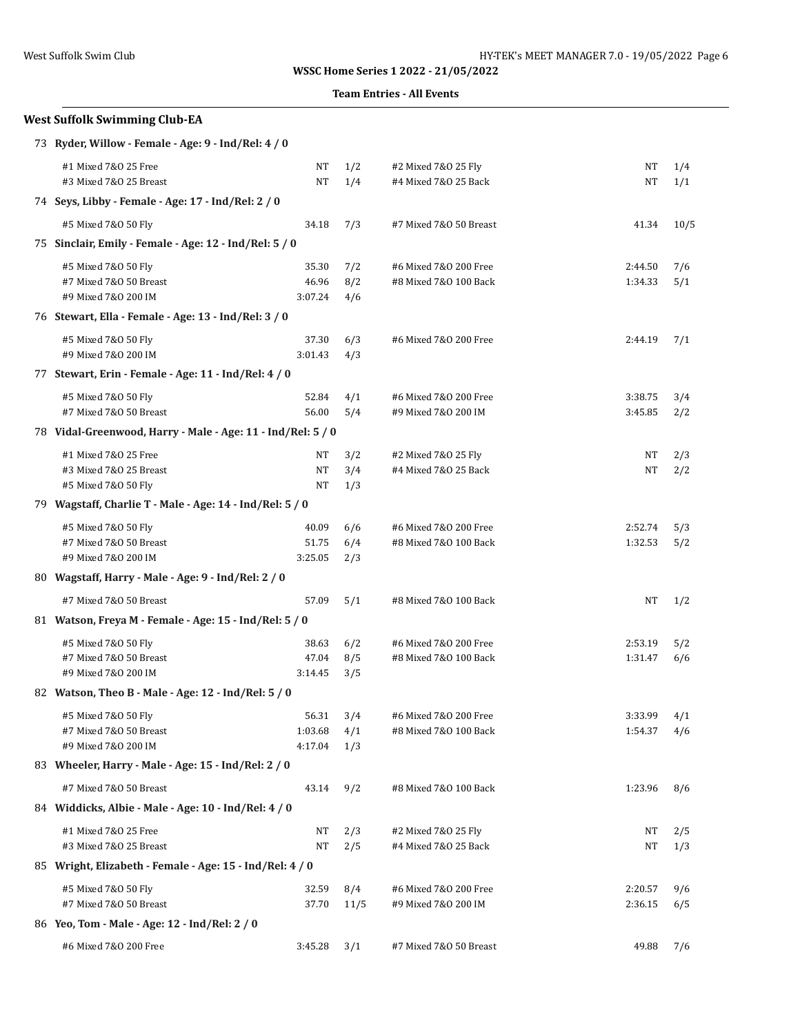**WSSC Home Series 1 2022 - 21/05/2022**

**Team Entries - All Events**

## West Suffolk Swimming Club-EA

### 73 Ryder, Willow - Female - Age: 9 - Ind/Rel: 4 / 0

| Event | Seed | Heat/Lane | Event | Seed | Heat/Lane |
|---|---|---|---|---|---|
| #1 Mixed 7&O 25 Free | NT | 1/2 | #2 Mixed 7&O 25 Fly | NT | 1/4 |
| #3 Mixed 7&O 25 Breast | NT | 1/4 | #4 Mixed 7&O 25 Back | NT | 1/1 |

### 74 Seys, Libby - Female - Age: 17 - Ind/Rel: 2 / 0

| Event | Seed | Heat/Lane | Event | Seed | Heat/Lane |
|---|---|---|---|---|---|
| #5 Mixed 7&O 50 Fly | 34.18 | 7/3 | #7 Mixed 7&O 50 Breast | 41.34 | 10/5 |

### 75 Sinclair, Emily - Female - Age: 12 - Ind/Rel: 5 / 0

| Event | Seed | Heat/Lane | Event | Seed | Heat/Lane |
|---|---|---|---|---|---|
| #5 Mixed 7&O 50 Fly | 35.30 | 7/2 | #6 Mixed 7&O 200 Free | 2:44.50 | 7/6 |
| #7 Mixed 7&O 50 Breast | 46.96 | 8/2 | #8 Mixed 7&O 100 Back | 1:34.33 | 5/1 |
| #9 Mixed 7&O 200 IM | 3:07.24 | 4/6 | | | |

### 76 Stewart, Ella - Female - Age: 13 - Ind/Rel: 3 / 0

| Event | Seed | Heat/Lane | Event | Seed | Heat/Lane |
|---|---|---|---|---|---|
| #5 Mixed 7&O 50 Fly | 37.30 | 6/3 | #6 Mixed 7&O 200 Free | 2:44.19 | 7/1 |
| #9 Mixed 7&O 200 IM | 3:01.43 | 4/3 | | | |

### 77 Stewart, Erin - Female - Age: 11 - Ind/Rel: 4 / 0

| Event | Seed | Heat/Lane | Event | Seed | Heat/Lane |
|---|---|---|---|---|---|
| #5 Mixed 7&O 50 Fly | 52.84 | 4/1 | #6 Mixed 7&O 200 Free | 3:38.75 | 3/4 |
| #7 Mixed 7&O 50 Breast | 56.00 | 5/4 | #9 Mixed 7&O 200 IM | 3:45.85 | 2/2 |

### 78 Vidal-Greenwood, Harry - Male - Age: 11 - Ind/Rel: 5 / 0

| Event | Seed | Heat/Lane | Event | Seed | Heat/Lane |
|---|---|---|---|---|---|
| #1 Mixed 7&O 25 Free | NT | 3/2 | #2 Mixed 7&O 25 Fly | NT | 2/3 |
| #3 Mixed 7&O 25 Breast | NT | 3/4 | #4 Mixed 7&O 25 Back | NT | 2/2 |
| #5 Mixed 7&O 50 Fly | NT | 1/3 | | | |

### 79 Wagstaff, Charlie T - Male - Age: 14 - Ind/Rel: 5 / 0

| Event | Seed | Heat/Lane | Event | Seed | Heat/Lane |
|---|---|---|---|---|---|
| #5 Mixed 7&O 50 Fly | 40.09 | 6/6 | #6 Mixed 7&O 200 Free | 2:52.74 | 5/3 |
| #7 Mixed 7&O 50 Breast | 51.75 | 6/4 | #8 Mixed 7&O 100 Back | 1:32.53 | 5/2 |
| #9 Mixed 7&O 200 IM | 3:25.05 | 2/3 | | | |

### 80 Wagstaff, Harry - Male - Age: 9 - Ind/Rel: 2 / 0

| Event | Seed | Heat/Lane | Event | Seed | Heat/Lane |
|---|---|---|---|---|---|
| #7 Mixed 7&O 50 Breast | 57.09 | 5/1 | #8 Mixed 7&O 100 Back | NT | 1/2 |

### 81 Watson, Freya M - Female - Age: 15 - Ind/Rel: 5 / 0

| Event | Seed | Heat/Lane | Event | Seed | Heat/Lane |
|---|---|---|---|---|---|
| #5 Mixed 7&O 50 Fly | 38.63 | 6/2 | #6 Mixed 7&O 200 Free | 2:53.19 | 5/2 |
| #7 Mixed 7&O 50 Breast | 47.04 | 8/5 | #8 Mixed 7&O 100 Back | 1:31.47 | 6/6 |
| #9 Mixed 7&O 200 IM | 3:14.45 | 3/5 | | | |

### 82 Watson, Theo B - Male - Age: 12 - Ind/Rel: 5 / 0

| Event | Seed | Heat/Lane | Event | Seed | Heat/Lane |
|---|---|---|---|---|---|
| #5 Mixed 7&O 50 Fly | 56.31 | 3/4 | #6 Mixed 7&O 200 Free | 3:33.99 | 4/1 |
| #7 Mixed 7&O 50 Breast | 1:03.68 | 4/1 | #8 Mixed 7&O 100 Back | 1:54.37 | 4/6 |
| #9 Mixed 7&O 200 IM | 4:17.04 | 1/3 | | | |

### 83 Wheeler, Harry - Male - Age: 15 - Ind/Rel: 2 / 0

| Event | Seed | Heat/Lane | Event | Seed | Heat/Lane |
|---|---|---|---|---|---|
| #7 Mixed 7&O 50 Breast | 43.14 | 9/2 | #8 Mixed 7&O 100 Back | 1:23.96 | 8/6 |

### 84 Widdicks, Albie - Male - Age: 10 - Ind/Rel: 4 / 0

| Event | Seed | Heat/Lane | Event | Seed | Heat/Lane |
|---|---|---|---|---|---|
| #1 Mixed 7&O 25 Free | NT | 2/3 | #2 Mixed 7&O 25 Fly | NT | 2/5 |
| #3 Mixed 7&O 25 Breast | NT | 2/5 | #4 Mixed 7&O 25 Back | NT | 1/3 |

### 85 Wright, Elizabeth - Female - Age: 15 - Ind/Rel: 4 / 0

| Event | Seed | Heat/Lane | Event | Seed | Heat/Lane |
|---|---|---|---|---|---|
| #5 Mixed 7&O 50 Fly | 32.59 | 8/4 | #6 Mixed 7&O 200 Free | 2:20.57 | 9/6 |
| #7 Mixed 7&O 50 Breast | 37.70 | 11/5 | #9 Mixed 7&O 200 IM | 2:36.15 | 6/5 |

### 86 Yeo, Tom - Male - Age: 12 - Ind/Rel: 2 / 0

| Event | Seed | Heat/Lane | Event | Seed | Heat/Lane |
|---|---|---|---|---|---|
| #6 Mixed 7&O 200 Free | 3:45.28 | 3/1 | #7 Mixed 7&O 50 Breast | 49.88 | 7/6 |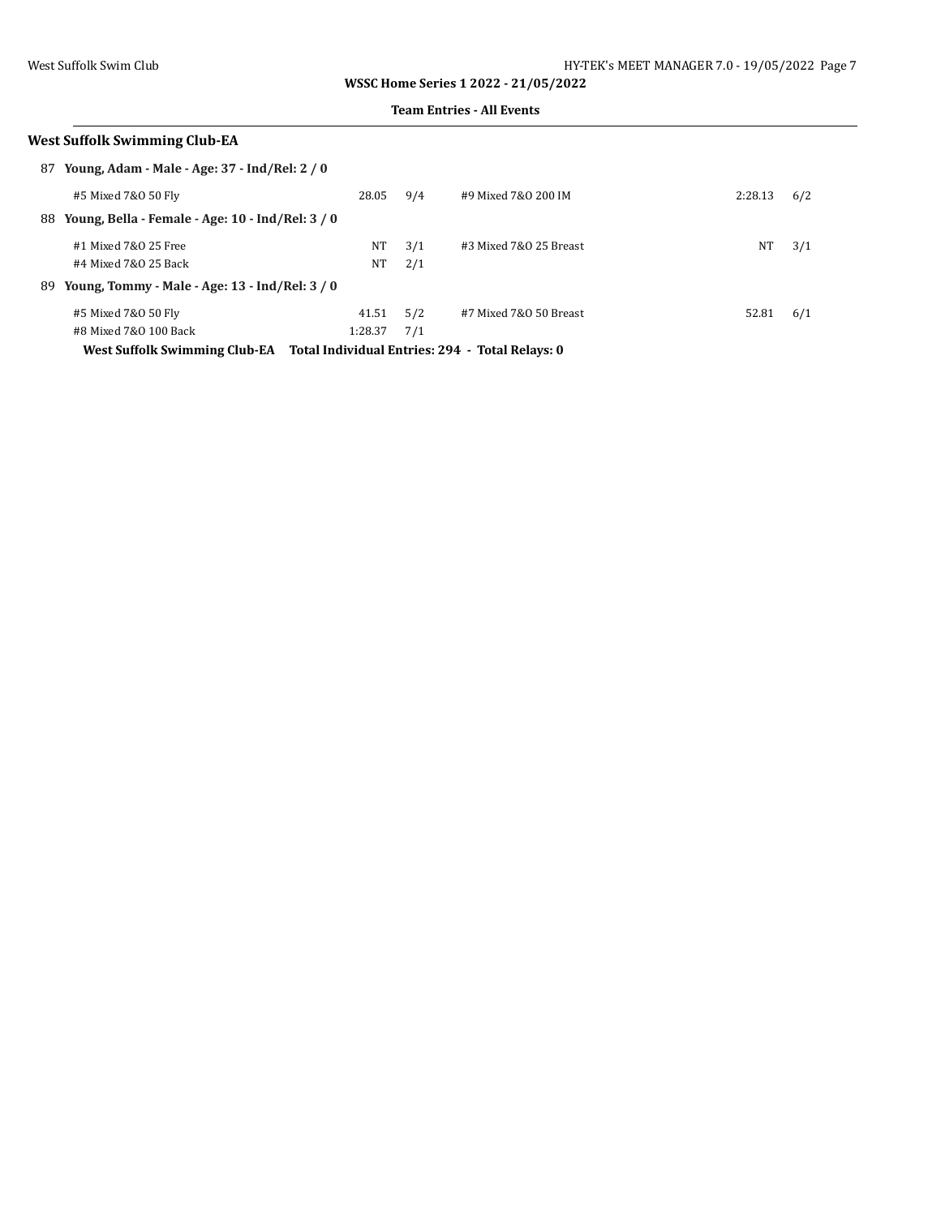**WSSC Home Series 1 2022 - 21/05/2022**

**Team Entries - All Events**

## West Suffolk Swimming Club-EA

**87 Young, Adam - Male - Age: 37 - Ind/Rel: 2 / 0**

| | | | | | |
|---|---|---|---|---|---|
| #5 Mixed 7&O 50 Fly | 28.05 | 9/4 | #9 Mixed 7&O 200 IM | 2:28.13 | 6/2 |

**88 Young, Bella - Female - Age: 10 - Ind/Rel: 3 / 0**

| | | | | | |
|---|---|---|---|---|---|
| #1 Mixed 7&O 25 Free | NT | 3/1 | #3 Mixed 7&O 25 Breast | NT | 3/1 |
| #4 Mixed 7&O 25 Back | NT | 2/1 | | | |

**89 Young, Tommy - Male - Age: 13 - Ind/Rel: 3 / 0**

| | | | | | |
|---|---|---|---|---|---|
| #5 Mixed 7&O 50 Fly | 41.51 | 5/2 | #7 Mixed 7&O 50 Breast | 52.81 | 6/1 |
| #8 Mixed 7&O 100 Back | 1:28.37 | 7/1 | | | |

**West Suffolk Swimming Club-EA Total Individual Entries: 294 - Total Relays: 0**